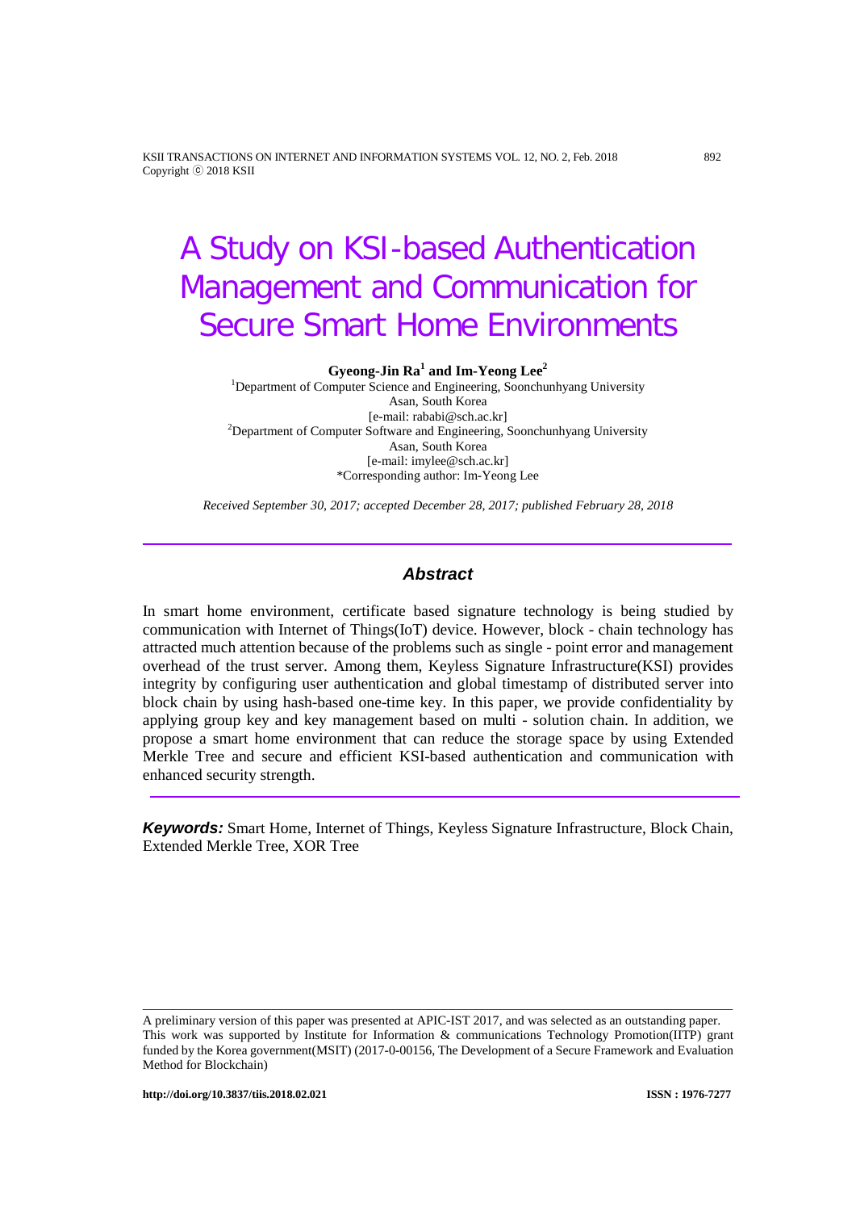# A Study on KSI-based Authentication Management and Communication for Secure Smart Home Environments

**Gyeong-Jin Ra[1] and Im-Yeong Lee[2]**

[1]Department of Computer Science and Engineering, Soonchunhyang University
Asan, South Korea
[e-mail: rababi@sch.ac.kr]
[2]Department of Computer Software and Engineering, Soonchunhyang University
Asan, South Korea
[e-mail: imylee@sch.ac.kr]
*Corresponding author: Im-Yeong Lee

*Received September 30, 2017; accepted December 28, 2017; published February 28, 2018*

## *Abstract*

In smart home environment, certificate based signature technology is being studied by communication with Internet of Things(IoT) device. However, block - chain technology has attracted much attention because of the problems such as single - point error and management overhead of the trust server. Among them, Keyless Signature Infrastructure(KSI) provides integrity by configuring user authentication and global timestamp of distributed server into block chain by using hash-based one-time key. In this paper, we provide confidentiality by applying group key and key management based on multi - solution chain. In addition, we propose a smart home environment that can reduce the storage space by using Extended Merkle Tree and secure and efficient KSI-based authentication and communication with enhanced security strength.

***Keywords:*** Smart Home, Internet of Things, Keyless Signature Infrastructure, Block Chain, Extended Merkle Tree, XOR Tree

---

A preliminary version of this paper was presented at APIC-IST 2017, and was selected as an outstanding paper. This work was supported by Institute for Information & communications Technology Promotion(IITP) grant funded by the Korea government(MSIT) (2017-0-00156, The Development of a Secure Framework and Evaluation Method for Blockchain)

http://doi.org/10.3837/tiis.2018.02.021 ISSN : 1976-7277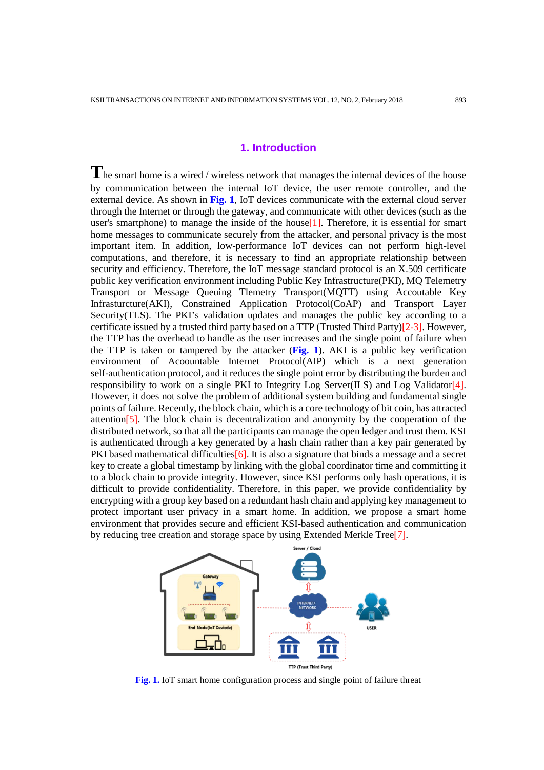## 1. Introduction

The smart home is a wired / wireless network that manages the internal devices of the house by communication between the internal IoT device, the user remote controller, and the external device. As shown in **Fig. 1**, IoT devices communicate with the external cloud server through the Internet or through the gateway, and communicate with other devices (such as the user's smartphone) to manage the inside of the house[1]. Therefore, it is essential for smart home messages to communicate securely from the attacker, and personal privacy is the most important item. In addition, low-performance IoT devices can not perform high-level computations, and therefore, it is necessary to find an appropriate relationship between security and efficiency. Therefore, the IoT message standard protocol is an X.509 certificate public key verification environment including Public Key Infrastructure(PKI), MQ Telemetry Transport or Message Queuing Tlemetry Transport(MQTT) using Accoutable Key Infrasturcture(AKI), Constrained Application Protocol(CoAP) and Transport Layer Security(TLS). The PKI's validation updates and manages the public key according to a certificate issued by a trusted third party based on a TTP (Trusted Third Party)[2-3]. However, the TTP has the overhead to handle as the user increases and the single point of failure when the TTP is taken or tampered by the attacker (**Fig. 1**). AKI is a public key verification environment of Acoountable Internet Protocol(AIP) which is a next generation self-authentication protocol, and it reduces the single point error by distributing the burden and responsibility to work on a single PKI to Integrity Log Server(ILS) and Log Validator[4]. However, it does not solve the problem of additional system building and fundamental single points of failure. Recently, the block chain, which is a core technology of bit coin, has attracted attention[5]. The block chain is decentralization and anonymity by the cooperation of the distributed network, so that all the participants can manage the open ledger and trust them. KSI is authenticated through a key generated by a hash chain rather than a key pair generated by PKI based mathematical difficulties[6]. It is also a signature that binds a message and a secret key to create a global timestamp by linking with the global coordinator time and committing it to a block chain to provide integrity. However, since KSI performs only hash operations, it is difficult to provide confidentiality. Therefore, in this paper, we provide confidentiality by encrypting with a group key based on a redundant hash chain and applying key management to protect important user privacy in a smart home. In addition, we propose a smart home environment that provides secure and efficient KSI-based authentication and communication by reducing tree creation and storage space by using Extended Merkle Tree[7].

**Fig. 1.** IoT smart home configuration process and single point of failure threat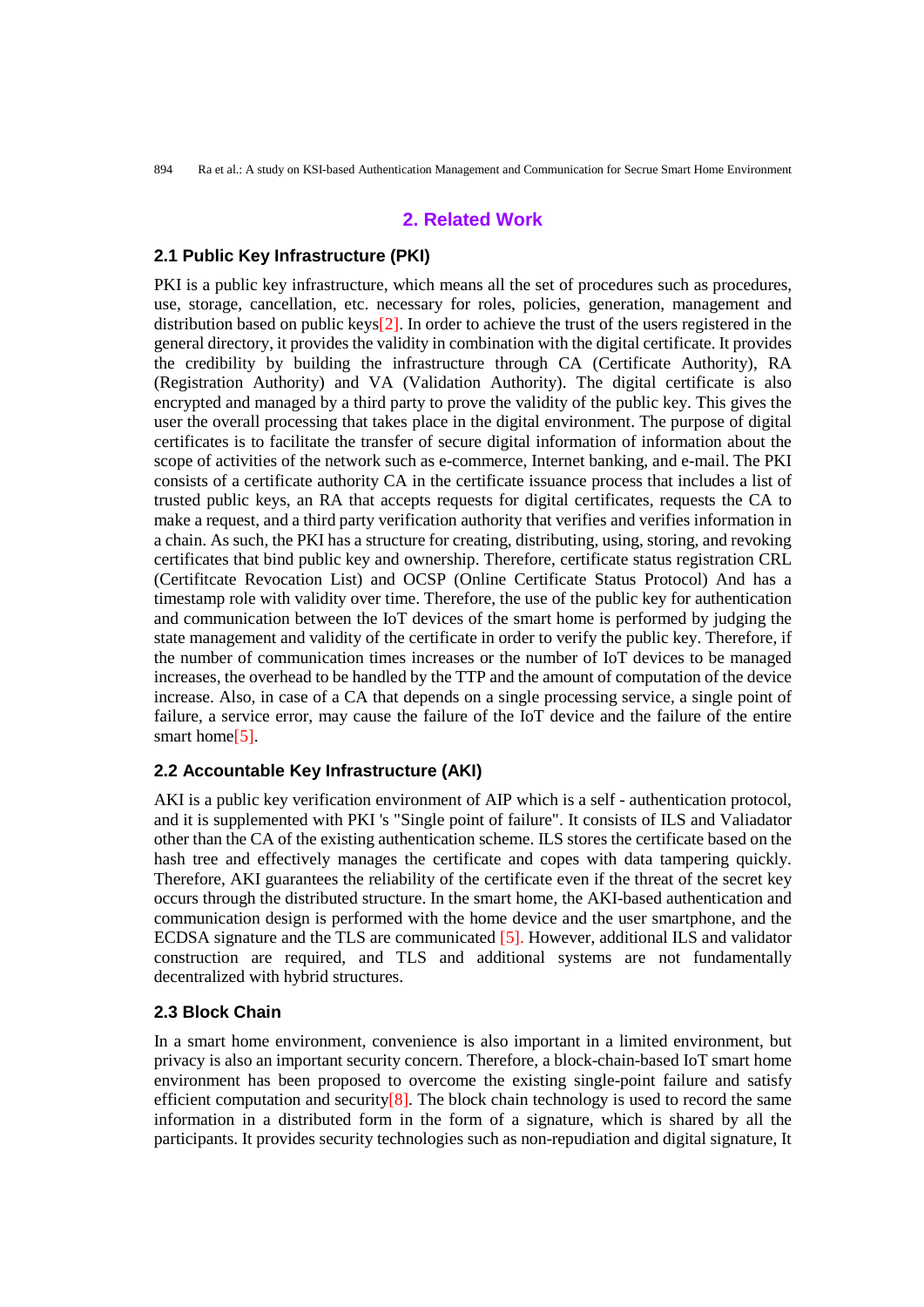## 2. Related Work

### 2.1 Public Key Infrastructure (PKI)

PKI is a public key infrastructure, which means all the set of procedures such as procedures, use, storage, cancellation, etc. necessary for roles, policies, generation, management and distribution based on public keys[2]. In order to achieve the trust of the users registered in the general directory, it provides the validity in combination with the digital certificate. It provides the credibility by building the infrastructure through CA (Certificate Authority), RA (Registration Authority) and VA (Validation Authority). The digital certificate is also encrypted and managed by a third party to prove the validity of the public key. This gives the user the overall processing that takes place in the digital environment. The purpose of digital certificates is to facilitate the transfer of secure digital information of information about the scope of activities of the network such as e-commerce, Internet banking, and e-mail. The PKI consists of a certificate authority CA in the certificate issuance process that includes a list of trusted public keys, an RA that accepts requests for digital certificates, requests the CA to make a request, and a third party verification authority that verifies and verifies information in a chain. As such, the PKI has a structure for creating, distributing, using, storing, and revoking certificates that bind public key and ownership. Therefore, certificate status registration CRL (Certifitcate Revocation List) and OCSP (Online Certificate Status Protocol) And has a timestamp role with validity over time. Therefore, the use of the public key for authentication and communication between the IoT devices of the smart home is performed by judging the state management and validity of the certificate in order to verify the public key. Therefore, if the number of communication times increases or the number of IoT devices to be managed increases, the overhead to be handled by the TTP and the amount of computation of the device increase. Also, in case of a CA that depends on a single processing service, a single point of failure, a service error, may cause the failure of the IoT device and the failure of the entire smart home[5].

### 2.2 Accountable Key Infrastructure (AKI)

AKI is a public key verification environment of AIP which is a self - authentication protocol, and it is supplemented with PKI 's "Single point of failure". It consists of ILS and Valiadator other than the CA of the existing authentication scheme. ILS stores the certificate based on the hash tree and effectively manages the certificate and copes with data tampering quickly. Therefore, AKI guarantees the reliability of the certificate even if the threat of the secret key occurs through the distributed structure. In the smart home, the AKI-based authentication and communication design is performed with the home device and the user smartphone, and the ECDSA signature and the TLS are communicated [5]. However, additional ILS and validator construction are required, and TLS and additional systems are not fundamentally decentralized with hybrid structures.

### 2.3 Block Chain

In a smart home environment, convenience is also important in a limited environment, but privacy is also an important security concern. Therefore, a block-chain-based IoT smart home environment has been proposed to overcome the existing single-point failure and satisfy efficient computation and security[8]. The block chain technology is used to record the same information in a distributed form in the form of a signature, which is shared by all the participants. It provides security technologies such as non-repudiation and digital signature, It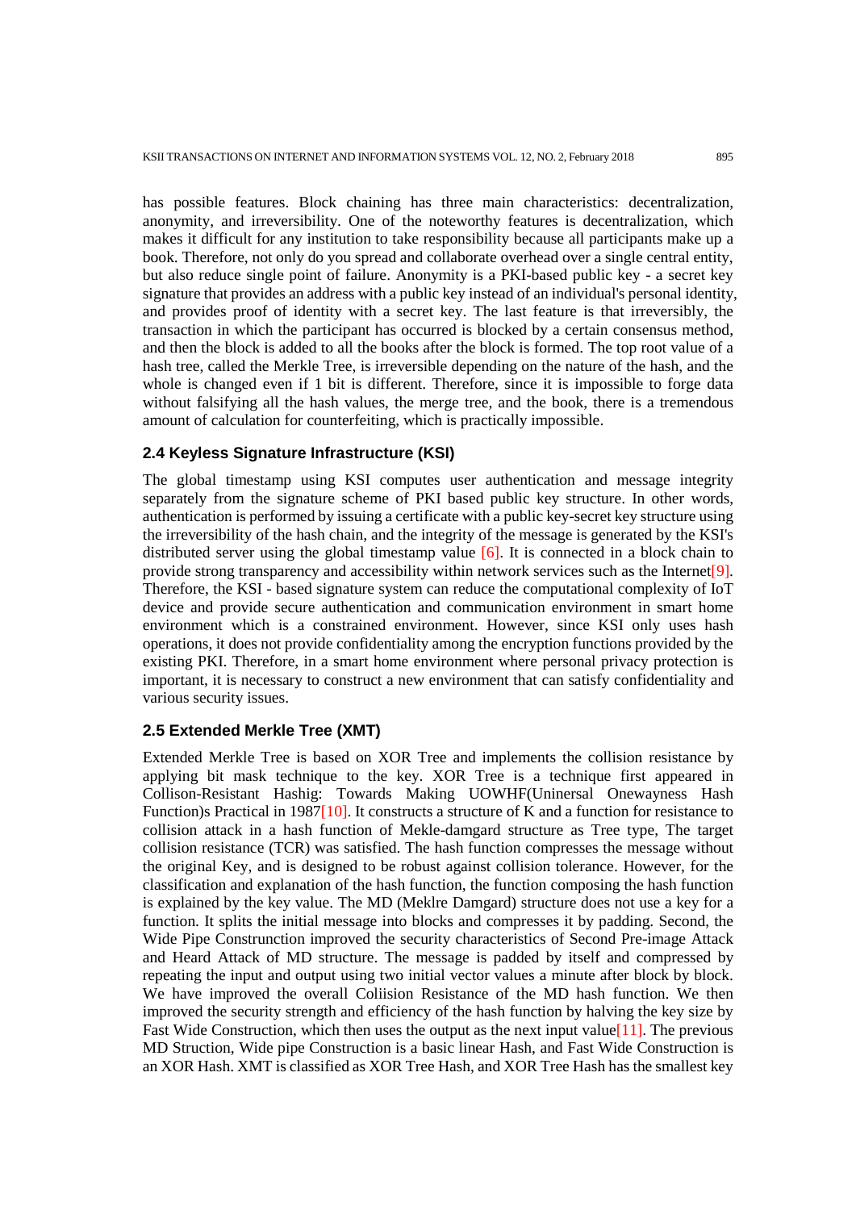has possible features. Block chaining has three main characteristics: decentralization, anonymity, and irreversibility. One of the noteworthy features is decentralization, which makes it difficult for any institution to take responsibility because all participants make up a book. Therefore, not only do you spread and collaborate overhead over a single central entity, but also reduce single point of failure. Anonymity is a PKI-based public key - a secret key signature that provides an address with a public key instead of an individual's personal identity, and provides proof of identity with a secret key. The last feature is that irreversibly, the transaction in which the participant has occurred is blocked by a certain consensus method, and then the block is added to all the books after the block is formed. The top root value of a hash tree, called the Merkle Tree, is irreversible depending on the nature of the hash, and the whole is changed even if 1 bit is different. Therefore, since it is impossible to forge data without falsifying all the hash values, the merge tree, and the book, there is a tremendous amount of calculation for counterfeiting, which is practically impossible.

### 2.4 Keyless Signature Infrastructure (KSI)

The global timestamp using KSI computes user authentication and message integrity separately from the signature scheme of PKI based public key structure. In other words, authentication is performed by issuing a certificate with a public key-secret key structure using the irreversibility of the hash chain, and the integrity of the message is generated by the KSI's distributed server using the global timestamp value [6]. It is connected in a block chain to provide strong transparency and accessibility within network services such as the Internet[9]. Therefore, the KSI - based signature system can reduce the computational complexity of IoT device and provide secure authentication and communication environment in smart home environment which is a constrained environment. However, since KSI only uses hash operations, it does not provide confidentiality among the encryption functions provided by the existing PKI. Therefore, in a smart home environment where personal privacy protection is important, it is necessary to construct a new environment that can satisfy confidentiality and various security issues.

### 2.5 Extended Merkle Tree (XMT)

Extended Merkle Tree is based on XOR Tree and implements the collision resistance by applying bit mask technique to the key. XOR Tree is a technique first appeared in Collison-Resistant Hashig: Towards Making UOWHF(Uninersal Onewayness Hash Function)s Practical in 1987[10]. It constructs a structure of K and a function for resistance to collision attack in a hash function of Mekle-damgard structure as Tree type, The target collision resistance (TCR) was satisfied. The hash function compresses the message without the original Key, and is designed to be robust against collision tolerance. However, for the classification and explanation of the hash function, the function composing the hash function is explained by the key value. The MD (Meklre Damgard) structure does not use a key for a function. It splits the initial message into blocks and compresses it by padding. Second, the Wide Pipe Construnction improved the security characteristics of Second Pre-image Attack and Heard Attack of MD structure. The message is padded by itself and compressed by repeating the input and output using two initial vector values a minute after block by block. We have improved the overall Coliision Resistance of the MD hash function. We then improved the security strength and efficiency of the hash function by halving the key size by Fast Wide Construction, which then uses the output as the next input value[11]. The previous MD Struction, Wide pipe Construction is a basic linear Hash, and Fast Wide Construction is an XOR Hash. XMT is classified as XOR Tree Hash, and XOR Tree Hash has the smallest key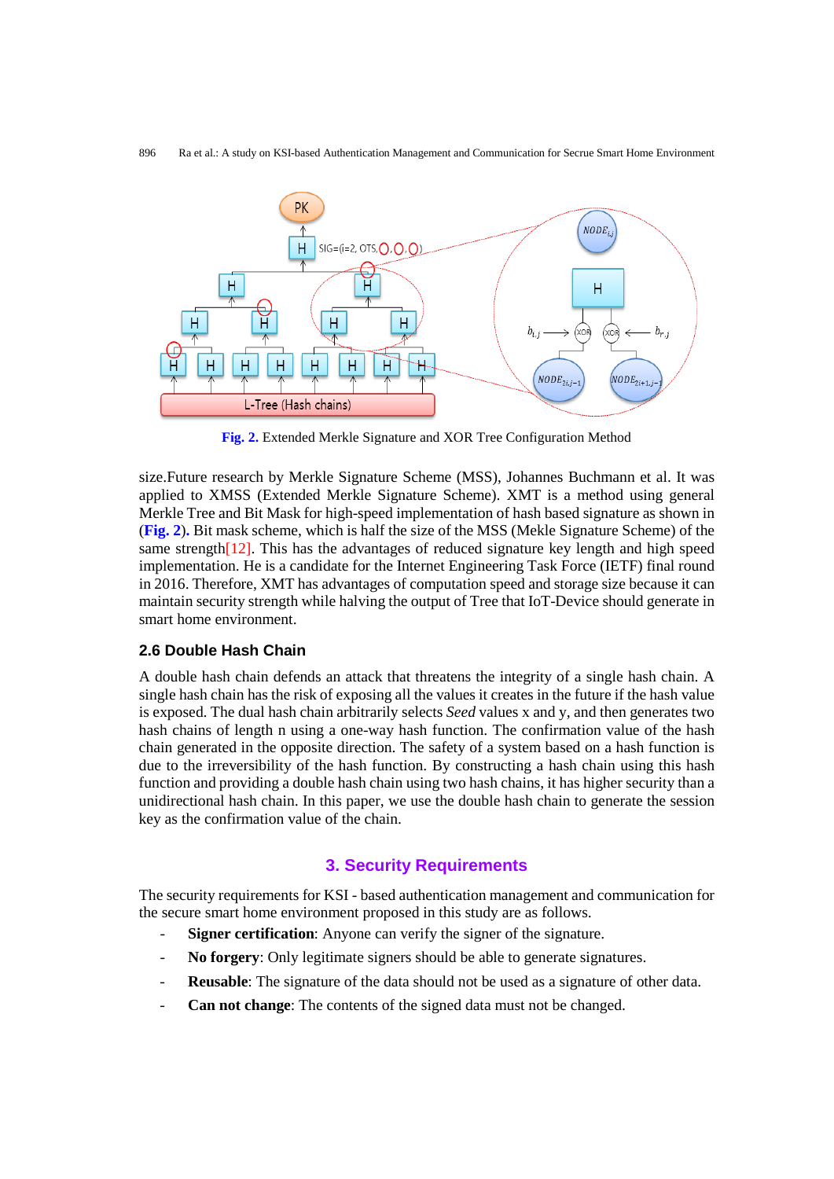Fig. 2. Extended Merkle Signature and XOR Tree Configuration Method

size.Future research by Merkle Signature Scheme (MSS), Johannes Buchmann et al. It was applied to XMSS (Extended Merkle Signature Scheme). XMT is a method using general Merkle Tree and Bit Mask for high-speed implementation of hash based signature as shown in (**Fig. 2**). Bit mask scheme, which is half the size of the MSS (Mekle Signature Scheme) of the same strength[12]. This has the advantages of reduced signature key length and high speed implementation. He is a candidate for the Internet Engineering Task Force (IETF) final round in 2016. Therefore, XMT has advantages of computation speed and storage size because it can maintain security strength while halving the output of Tree that IoT-Device should generate in smart home environment.

### 2.6 Double Hash Chain

A double hash chain defends an attack that threatens the integrity of a single hash chain. A single hash chain has the risk of exposing all the values it creates in the future if the hash value is exposed. The dual hash chain arbitrarily selects *Seed* values x and y, and then generates two hash chains of length n using a one-way hash function. The confirmation value of the hash chain generated in the opposite direction. The safety of a system based on a hash function is due to the irreversibility of the hash function. By constructing a hash chain using this hash function and providing a double hash chain using two hash chains, it has higher security than a unidirectional hash chain. In this paper, we use the double hash chain to generate the session key as the confirmation value of the chain.

## 3. Security Requirements

The security requirements for KSI - based authentication management and communication for the secure smart home environment proposed in this study are as follows.

- **Signer certification**: Anyone can verify the signer of the signature.
- **No forgery**: Only legitimate signers should be able to generate signatures.
- **Reusable**: The signature of the data should not be used as a signature of other data.
- **Can not change**: The contents of the signed data must not be changed.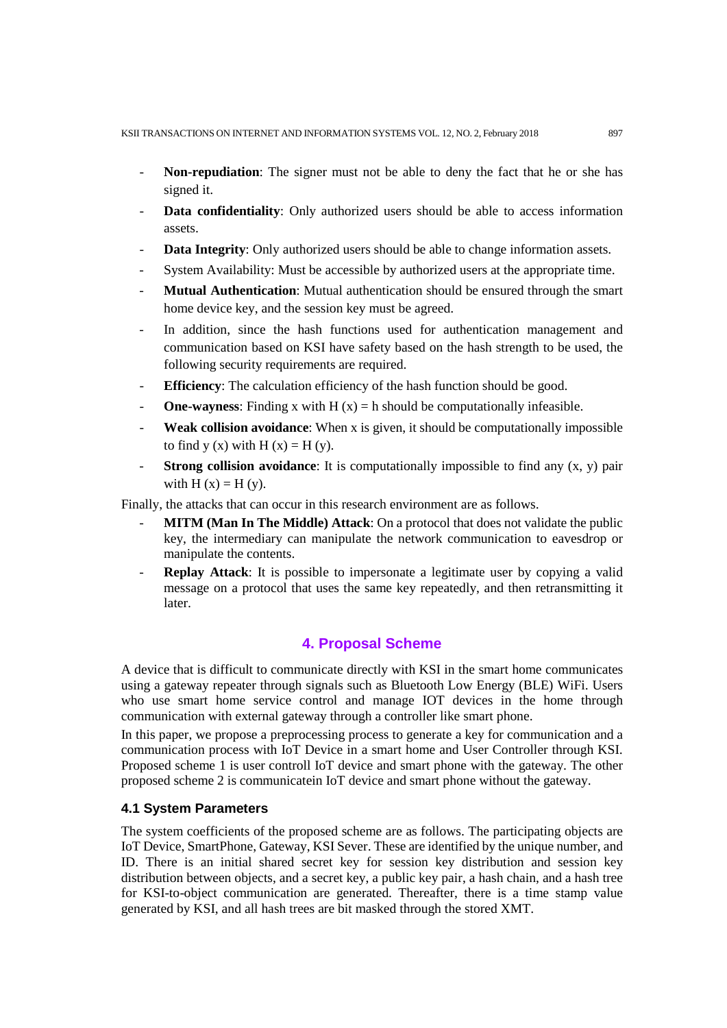- **Non-repudiation**: The signer must not be able to deny the fact that he or she has signed it.
- **Data confidentiality**: Only authorized users should be able to access information assets.
- **Data Integrity**: Only authorized users should be able to change information assets.
- System Availability: Must be accessible by authorized users at the appropriate time.
- **Mutual Authentication**: Mutual authentication should be ensured through the smart home device key, and the session key must be agreed.
- In addition, since the hash functions used for authentication management and communication based on KSI have safety based on the hash strength to be used, the following security requirements are required.
- **Efficiency**: The calculation efficiency of the hash function should be good.
- **One-wayness**: Finding x with H (x) = h should be computationally infeasible.
- **Weak collision avoidance**: When x is given, it should be computationally impossible to find y (x) with H (x) = H (y).
- **Strong collision avoidance**: It is computationally impossible to find any (x, y) pair with H (x) = H (y).

Finally, the attacks that can occur in this research environment are as follows.

- **MITM (Man In The Middle) Attack**: On a protocol that does not validate the public key, the intermediary can manipulate the network communication to eavesdrop or manipulate the contents.
- **Replay Attack**: It is possible to impersonate a legitimate user by copying a valid message on a protocol that uses the same key repeatedly, and then retransmitting it later.

## 4. Proposal Scheme

A device that is difficult to communicate directly with KSI in the smart home communicates using a gateway repeater through signals such as Bluetooth Low Energy (BLE) WiFi. Users who use smart home service control and manage IOT devices in the home through communication with external gateway through a controller like smart phone.

In this paper, we propose a preprocessing process to generate a key for communication and a communication process with IoT Device in a smart home and User Controller through KSI. Proposed scheme 1 is user controll IoT device and smart phone with the gateway. The other proposed scheme 2 is communicatein IoT device and smart phone without the gateway.

### 4.1 System Parameters

The system coefficients of the proposed scheme are as follows. The participating objects are IoT Device, SmartPhone, Gateway, KSI Sever. These are identified by the unique number, and ID. There is an initial shared secret key for session key distribution and session key distribution between objects, and a secret key, a public key pair, a hash chain, and a hash tree for KSI-to-object communication are generated. Thereafter, there is a time stamp value generated by KSI, and all hash trees are bit masked through the stored XMT.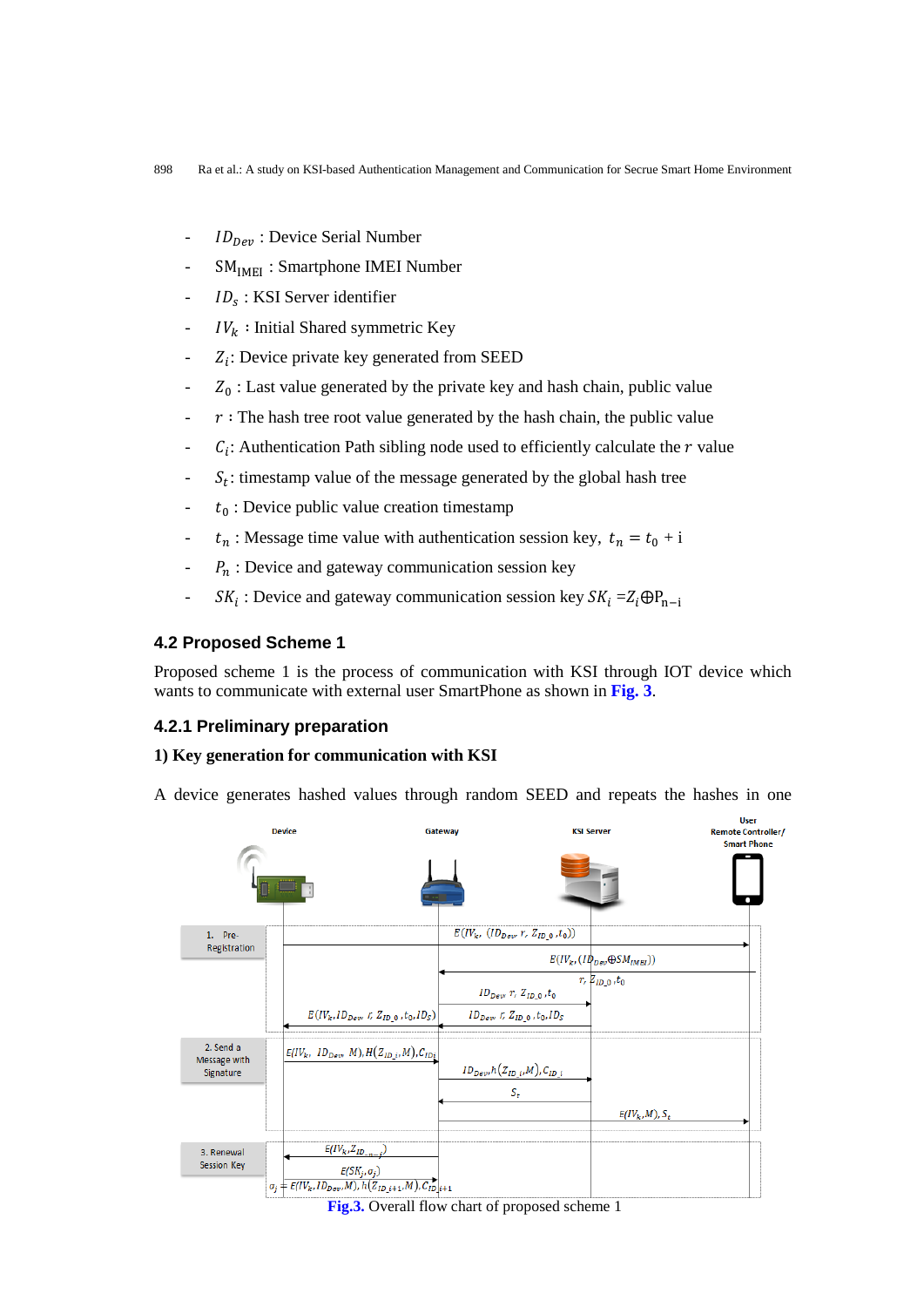- $ID_{Dev}$ : Device Serial Number
- $SM_{IMEI}$ : Smartphone IMEI Number
- $ID_s$ : KSI Server identifier
- $IV_k$ : Initial Shared symmetric Key
- $Z_i$: Device private key generated from SEED
- $Z_0$ : Last value generated by the private key and hash chain, public value
- $r$ : The hash tree root value generated by the hash chain, the public value
- $C_i$: Authentication Path sibling node used to efficiently calculate the $r$ value
- $S_t$: timestamp value of the message generated by the global hash tree
- $t_0$ : Device public value creation timestamp
- $t_n$ : Message time value with authentication session key, $t_n = t_0 + \text{i}$
- $P_n$ : Device and gateway communication session key
- $SK_i$ : Device and gateway communication session key $SK_i = Z_i \oplus P_{n-i}$

### 4.2 Proposed Scheme 1

Proposed scheme 1 is the process of communication with KSI through IOT device which wants to communicate with external user SmartPhone as shown in **Fig. 3**.

### 4.2.1 Preliminary preparation

**1) Key generation for communication with KSI**

A device generates hashed values through random SEED and repeats the hashes in one

**Fig.3.** Overall flow chart of proposed scheme 1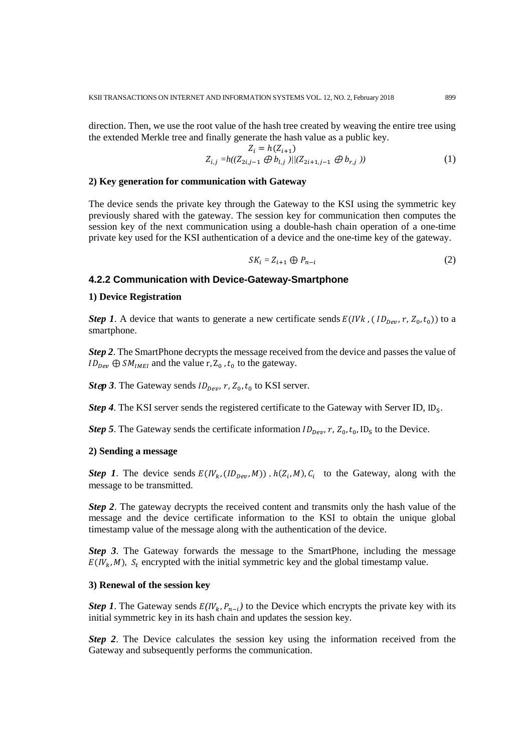direction. Then, we use the root value of the hash tree created by weaving the entire tree using the extended Merkle tree and finally generate the hash value as a public key.

$$Z_i = h(Z_{i+1})$$
$$Z_{i,j} = h((Z_{2i,j-1} \oplus b_{l,j})||(Z_{2i+1,j-1} \oplus b_{r,j})) \tag{1}$$

**2) Key generation for communication with Gateway**

The device sends the private key through the Gateway to the KSI using the symmetric key previously shared with the gateway. The session key for communication then computes the session key of the next communication using a double-hash chain operation of a one-time private key used for the KSI authentication of a device and the one-time key of the gateway.

$$SK_i = Z_{i+1} \oplus P_{n-i} \tag{2}$$

### 4.2.2 Communication with Device-Gateway-Smartphone

**1) Device Registration**

***Step 1***. A device that wants to generate a new certificate sends $E(IVk, (ID_{Dev}, r, Z_0, t_0))$ to a smartphone.

***Step 2***. The SmartPhone decrypts the message received from the device and passes the value of $ID_{Dev} \oplus SM_{IMEI}$ and the value $r, Z_0, t_0$ to the gateway.

***Step 3***. The Gateway sends $ID_{Dev}$, $r$, $Z_0$, $t_0$ to KSI server.

***Step 4***. The KSI server sends the registered certificate to the Gateway with Server ID, $ID_S$.

***Step 5***. The Gateway sends the certificate information $ID_{Dev}$, $r$, $Z_0$, $t_0$, $ID_S$ to the Device.

**2) Sending a message**

***Step 1***. The device sends $E(IV_k, (ID_{Dev}, M))$, $h(Z_i, M)$, $C_i$ to the Gateway, along with the message to be transmitted.

***Step 2***. The gateway decrypts the received content and transmits only the hash value of the message and the device certificate information to the KSI to obtain the unique global timestamp value of the message along with the authentication of the device.

***Step 3***. The Gateway forwards the message to the SmartPhone, including the message $E(IV_k, M)$, $S_t$ encrypted with the initial symmetric key and the global timestamp value.

**3) Renewal of the session key**

***Step 1***. The Gateway sends $E(IV_k, P_{n-i})$ to the Device which encrypts the private key with its initial symmetric key in its hash chain and updates the session key.

***Step 2***. The Device calculates the session key using the information received from the Gateway and subsequently performs the communication.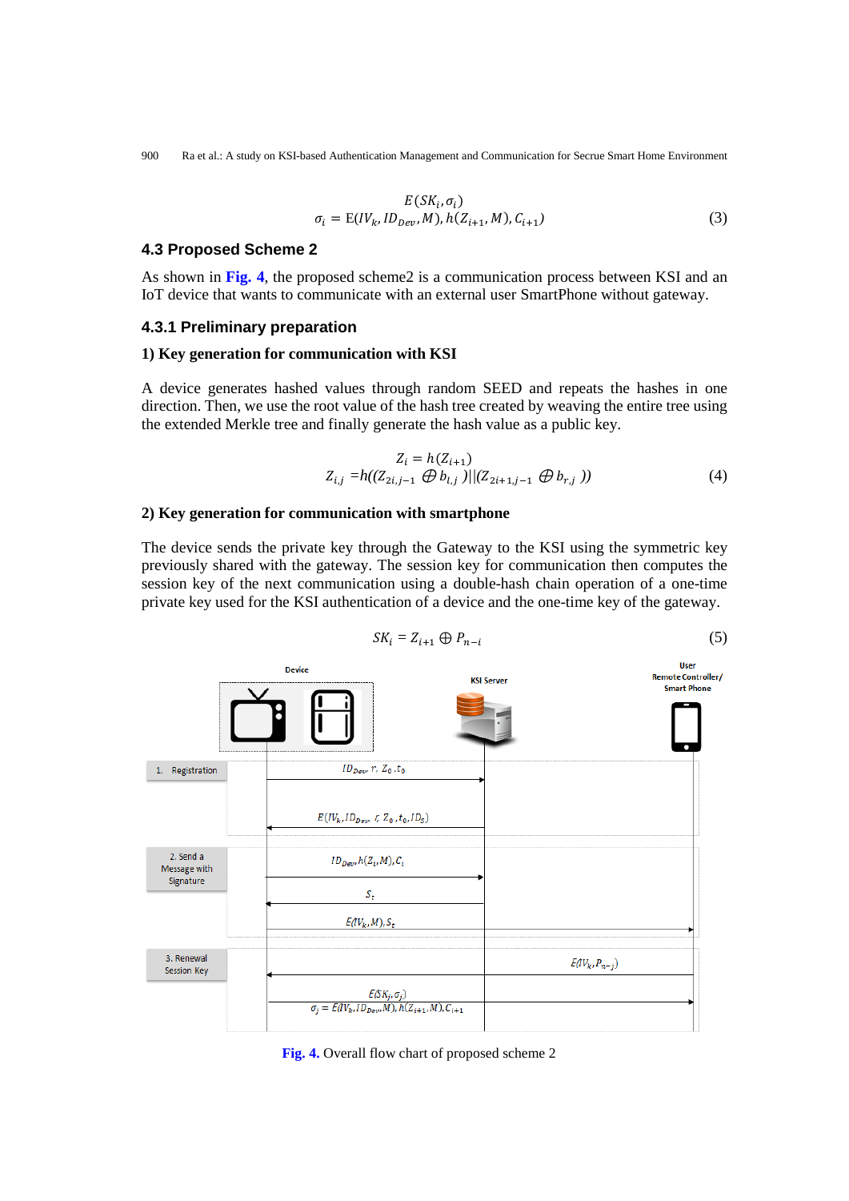$$E(SK_i, \sigma_i)$$
$$\sigma_i = \mathrm{E}(IV_k, ID_{Dev}, M), h(Z_{i+1}, M), C_{i+1}) \tag{3}$$

### 4.3 Proposed Scheme 2

As shown in **Fig. 4**, the proposed scheme2 is a communication process between KSI and an IoT device that wants to communicate with an external user SmartPhone without gateway.

#### 4.3.1 Preliminary preparation

**1) Key generation for communication with KSI**

A device generates hashed values through random SEED and repeats the hashes in one direction. Then, we use the root value of the hash tree created by weaving the entire tree using the extended Merkle tree and finally generate the hash value as a public key.

$$Z_i = h(Z_{i+1})$$
$$Z_{i,j} = h((Z_{2i,j-1} \oplus b_{l,j})||(Z_{2i+1,j-1} \oplus b_{r,j})) \tag{4}$$

**2) Key generation for communication with smartphone**

The device sends the private key through the Gateway to the KSI using the symmetric key previously shared with the gateway. The session key for communication then computes the session key of the next communication using a double-hash chain operation of a one-time private key used for the KSI authentication of a device and the one-time key of the gateway.

$$SK_i = Z_{i+1} \oplus P_{n-i} \tag{5}$$

**Fig. 4.** Overall flow chart of proposed scheme 2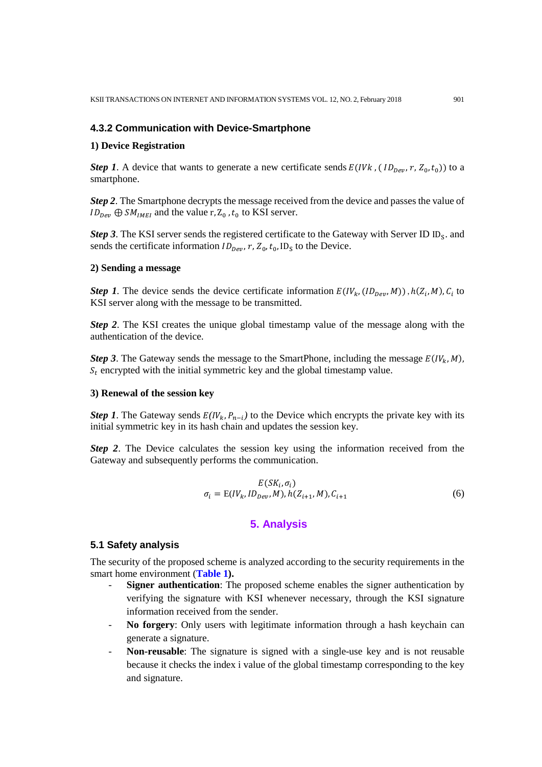### 4.3.2 Communication with Device-Smartphone

**1) Device Registration**

***Step 1***. A device that wants to generate a new certificate sends $E(IVk, (ID_{Dev}, r, Z_0, t_0))$ to a smartphone.

***Step 2***. The Smartphone decrypts the message received from the device and passes the value of $ID_{Dev} \oplus SM_{IMEI}$ and the value $r, Z_0, t_0$ to KSI server.

***Step 3***. The KSI server sends the registered certificate to the Gateway with Server ID $ID_S$. and sends the certificate information $ID_{Dev}, r, Z_0, t_0, ID_S$ to the Device.

**2) Sending a message**

***Step 1***. The device sends the device certificate information $E(IV_k, (ID_{Dev}, M))$, $h(Z_i, M), C_i$ to KSI server along with the message to be transmitted.

***Step 2***. The KSI creates the unique global timestamp value of the message along with the authentication of the device.

***Step 3***. The Gateway sends the message to the SmartPhone, including the message $E(IV_k, M)$, $S_t$ encrypted with the initial symmetric key and the global timestamp value.

**3) Renewal of the session key**

***Step 1***. The Gateway sends $E(IV_k, P_{n-i})$ to the Device which encrypts the private key with its initial symmetric key in its hash chain and updates the session key.

***Step 2***. The Device calculates the session key using the information received from the Gateway and subsequently performs the communication.

$$E(SK_i, \sigma_i)$$
$$\sigma_i = \mathrm{E}(IV_k, ID_{Dev}, M), h(Z_{i+1}, M), C_{i+1} \tag{6}$$

## 5. Analysis

### 5.1 Safety analysis

The security of the proposed scheme is analyzed according to the security requirements in the smart home environment (**Table 1**).

- **Signer authentication**: The proposed scheme enables the signer authentication by verifying the signature with KSI whenever necessary, through the KSI signature information received from the sender.
- **No forgery**: Only users with legitimate information through a hash keychain can generate a signature.
- **Non-reusable**: The signature is signed with a single-use key and is not reusable because it checks the index i value of the global timestamp corresponding to the key and signature.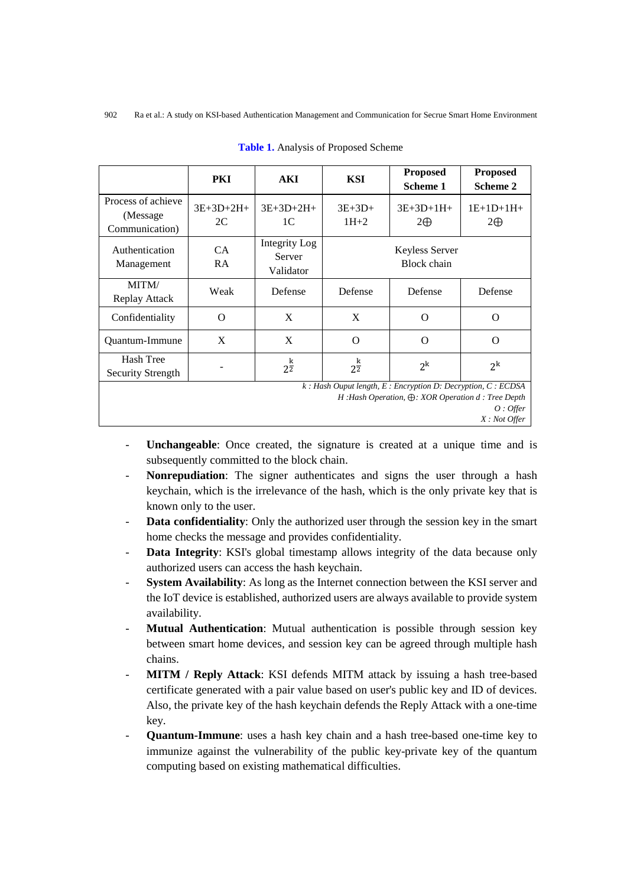**Table 1.** Analysis of Proposed Scheme

| | PKI | AKI | KSI | Proposed Scheme 1 | Proposed Scheme 2 |
|---|---|---|---|---|---|
| Process of achieve (Message Communication) | 3E+3D+2H+ 2C | 3E+3D+2H+ 1C | 3E+3D+ 1H+2 | 3E+3D+1H+ 2$\oplus$ | 1E+1D+1H+ 2$\oplus$ |
| Authentication Management | CA RA | Integrity Log Server Validator | Keyless Server Block chain | | |
| MITM/ Replay Attack | Weak | Defense | Defense | Defense | Defense |
| Confidentiality | O | X | X | O | O |
| Quantum-Immune | X | X | O | O | O |
| Hash Tree Security Strength | - | $2^{\frac{k}{2}}$ | $2^{\frac{k}{2}}$ | $2^k$ | $2^k$ |

*k : Hash Ouput length, E : Encryption D: Decryption, C : ECDSA*
*H :Hash Operation, $\oplus$: XOR Operation d : Tree Depth*
*O : Offer*
*X : Not Offer*

- **Unchangeable**: Once created, the signature is created at a unique time and is subsequently committed to the block chain.
- **Nonrepudiation**: The signer authenticates and signs the user through a hash keychain, which is the irrelevance of the hash, which is the only private key that is known only to the user.
- **Data confidentiality**: Only the authorized user through the session key in the smart home checks the message and provides confidentiality.
- **Data Integrity**: KSI's global timestamp allows integrity of the data because only authorized users can access the hash keychain.
- **System Availability**: As long as the Internet connection between the KSI server and the IoT device is established, authorized users are always available to provide system availability.
- **Mutual Authentication**: Mutual authentication is possible through session key between smart home devices, and session key can be agreed through multiple hash chains.
- **MITM / Reply Attack**: KSI defends MITM attack by issuing a hash tree-based certificate generated with a pair value based on user's public key and ID of devices. Also, the private key of the hash keychain defends the Reply Attack with a one-time key.
- **Quantum-Immune**: uses a hash key chain and a hash tree-based one-time key to immunize against the vulnerability of the public key-private key of the quantum computing based on existing mathematical difficulties.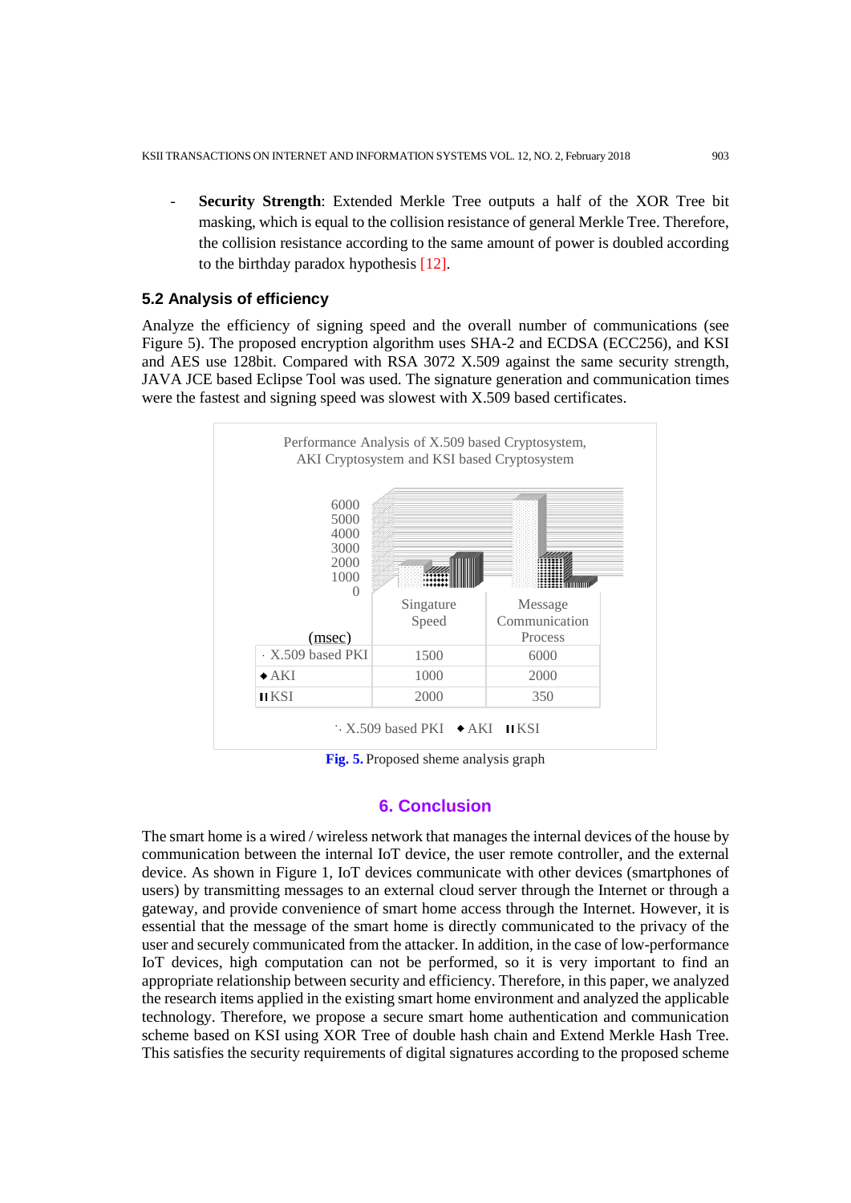- **Security Strength**: Extended Merkle Tree outputs a half of the XOR Tree bit masking, which is equal to the collision resistance of general Merkle Tree. Therefore, the collision resistance according to the same amount of power is doubled according to the birthday paradox hypothesis [12].

### 5.2 Analysis of efficiency

Analyze the efficiency of signing speed and the overall number of communications (see Figure 5). The proposed encryption algorithm uses SHA-2 and ECDSA (ECC256), and KSI and AES use 128bit. Compared with RSA 3072 X.509 against the same security strength, JAVA JCE based Eclipse Tool was used. The signature generation and communication times were the fastest and signing speed was slowest with X.509 based certificates.

Performance Analysis of X.509 based Cryptosystem, AKI Cryptosystem and KSI based Cryptosystem

| (msec) | Singature Speed | Message Communication Process |
|---|---|---|
| X.509 based PKI | 1500 | 6000 |
| AKI | 1000 | 2000 |
| KSI | 2000 | 350 |

**Fig. 5.** Proposed sheme analysis graph

## 6. Conclusion

The smart home is a wired / wireless network that manages the internal devices of the house by communication between the internal IoT device, the user remote controller, and the external device. As shown in Figure 1, IoT devices communicate with other devices (smartphones of users) by transmitting messages to an external cloud server through the Internet or through a gateway, and provide convenience of smart home access through the Internet. However, it is essential that the message of the smart home is directly communicated to the privacy of the user and securely communicated from the attacker. In addition, in the case of low-performance IoT devices, high computation can not be performed, so it is very important to find an appropriate relationship between security and efficiency. Therefore, in this paper, we analyzed the research items applied in the existing smart home environment and analyzed the applicable technology. Therefore, we propose a secure smart home authentication and communication scheme based on KSI using XOR Tree of double hash chain and Extend Merkle Hash Tree. This satisfies the security requirements of digital signatures according to the proposed scheme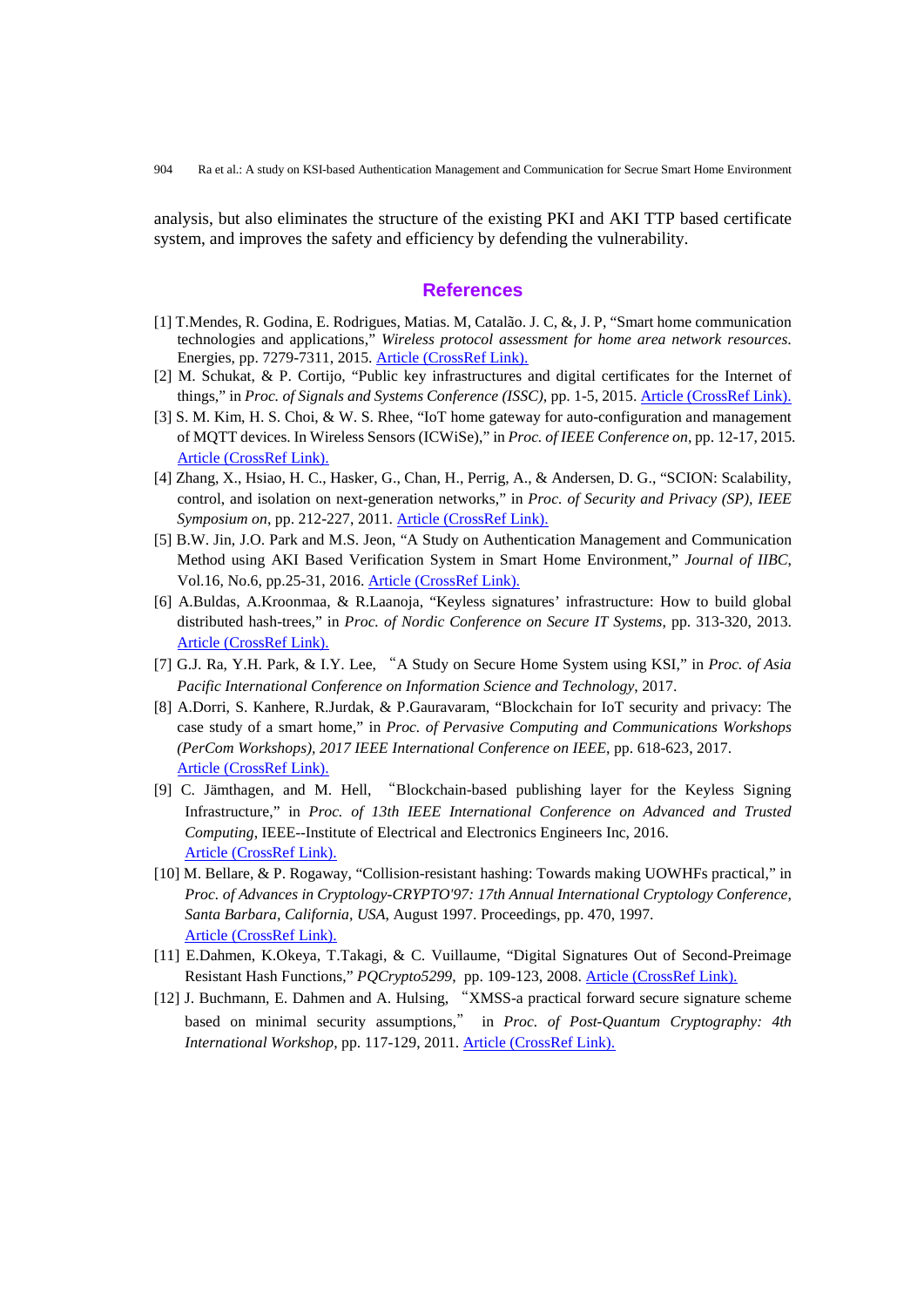analysis, but also eliminates the structure of the existing PKI and AKI TTP based certificate system, and improves the safety and efficiency by defending the vulnerability.

## References

[1] T.Mendes, R. Godina, E. Rodrigues, Matias. M, Catalão. J. C, &, J. P, "Smart home communication technologies and applications," *Wireless protocol assessment for home area network resources*. Energies, pp. 7279-7311, 2015. Article (CrossRef Link).

[2] M. Schukat, & P. Cortijo, "Public key infrastructures and digital certificates for the Internet of things," in *Proc. of Signals and Systems Conference (ISSC)*, pp. 1-5, 2015. Article (CrossRef Link).

[3] S. M. Kim, H. S. Choi, & W. S. Rhee, "IoT home gateway for auto-configuration and management of MQTT devices. In Wireless Sensors (ICWiSe)," in *Proc. of IEEE Conference on*, pp. 12-17, 2015. Article (CrossRef Link).

[4] Zhang, X., Hsiao, H. C., Hasker, G., Chan, H., Perrig, A., & Andersen, D. G., "SCION: Scalability, control, and isolation on next-generation networks," in *Proc. of Security and Privacy (SP), IEEE Symposium on*, pp. 212-227, 2011. Article (CrossRef Link).

[5] B.W. Jin, J.O. Park and M.S. Jeon, "A Study on Authentication Management and Communication Method using AKI Based Verification System in Smart Home Environment," *Journal of IIBC*, Vol.16, No.6, pp.25-31, 2016. Article (CrossRef Link).

[6] A.Buldas, A.Kroonmaa, & R.Laanoja, "Keyless signatures' infrastructure: How to build global distributed hash-trees," in *Proc. of Nordic Conference on Secure IT Systems*, pp. 313-320, 2013. Article (CrossRef Link).

[7] G.J. Ra, Y.H. Park, & I.Y. Lee, "A Study on Secure Home System using KSI," in *Proc. of Asia Pacific International Conference on Information Science and Technology*, 2017.

[8] A.Dorri, S. Kanhere, R.Jurdak, & P.Gauravaram, "Blockchain for IoT security and privacy: The case study of a smart home," in *Proc. of Pervasive Computing and Communications Workshops (PerCom Workshops), 2017 IEEE International Conference on IEEE*, pp. 618-623, 2017. Article (CrossRef Link).

[9] C. Jämthagen, and M. Hell, "Blockchain-based publishing layer for the Keyless Signing Infrastructure," in *Proc. of 13th IEEE International Conference on Advanced and Trusted Computing*, IEEE--Institute of Electrical and Electronics Engineers Inc, 2016. Article (CrossRef Link).

[10] M. Bellare, & P. Rogaway, "Collision-resistant hashing: Towards making UOWHFs practical," in *Proc. of Advances in Cryptology-CRYPTO'97: 17th Annual International Cryptology Conference, Santa Barbara, California, USA*, August 1997. Proceedings, pp. 470, 1997. Article (CrossRef Link).

[11] E.Dahmen, K.Okeya, T.Takagi, & C. Vuillaume, "Digital Signatures Out of Second-Preimage Resistant Hash Functions," *PQCrypto5299*, pp. 109-123, 2008. Article (CrossRef Link).

[12] J. Buchmann, E. Dahmen and A. Hulsing, "XMSS-a practical forward secure signature scheme based on minimal security assumptions," in *Proc. of Post-Quantum Cryptography: 4th International Workshop*, pp. 117-129, 2011. Article (CrossRef Link).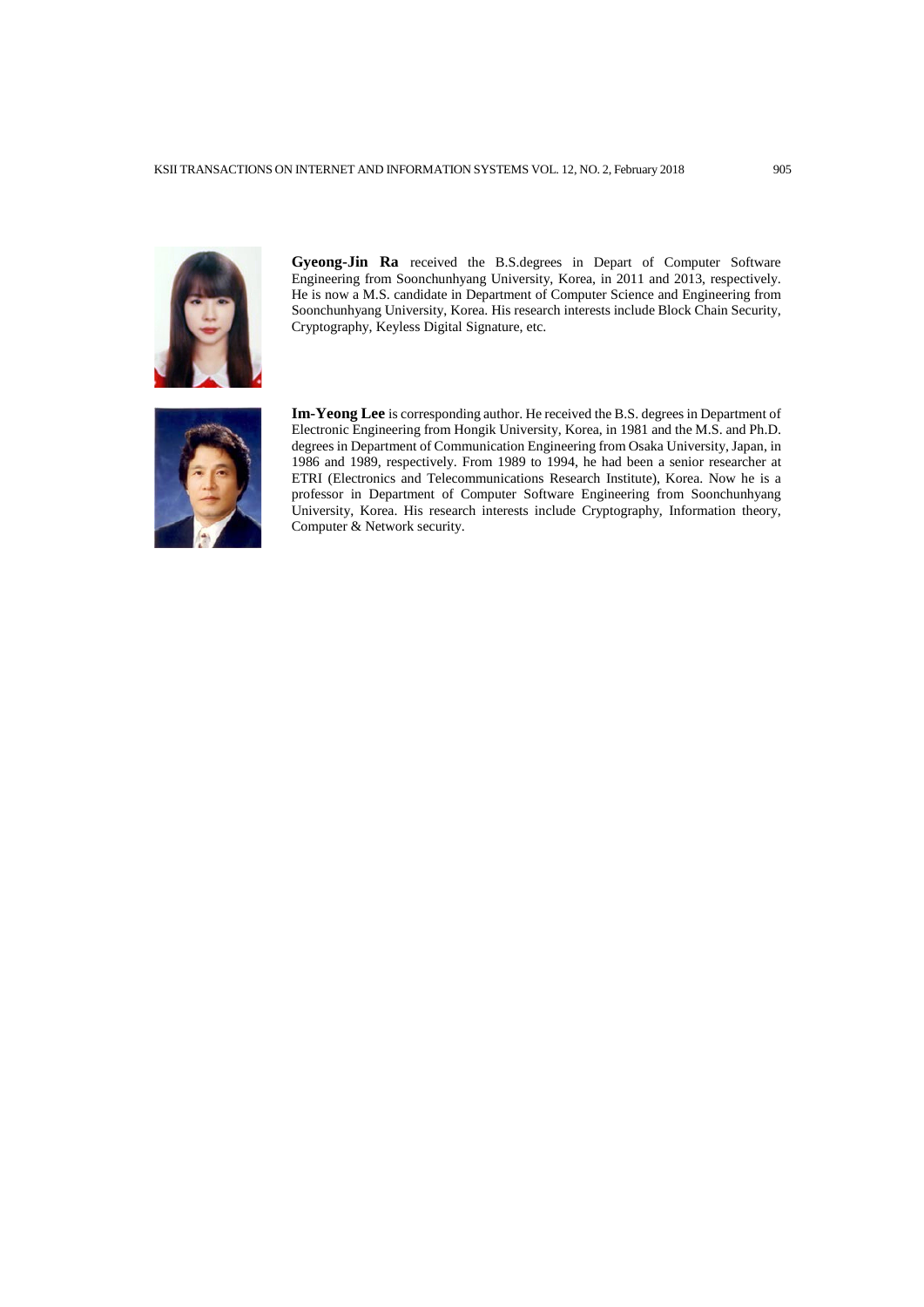**Gyeong-Jin Ra** received the B.S.degrees in Depart of Computer Software Engineering from Soonchunhyang University, Korea, in 2011 and 2013, respectively. He is now a M.S. candidate in Department of Computer Science and Engineering from Soonchunhyang University, Korea. His research interests include Block Chain Security, Cryptography, Keyless Digital Signature, etc.

**Im-Yeong Lee** is corresponding author. He received the B.S. degrees in Department of Electronic Engineering from Hongik University, Korea, in 1981 and the M.S. and Ph.D. degrees in Department of Communication Engineering from Osaka University, Japan, in 1986 and 1989, respectively. From 1989 to 1994, he had been a senior researcher at ETRI (Electronics and Telecommunications Research Institute), Korea. Now he is a professor in Department of Computer Software Engineering from Soonchunhyang University, Korea. His research interests include Cryptography, Information theory, Computer & Network security.